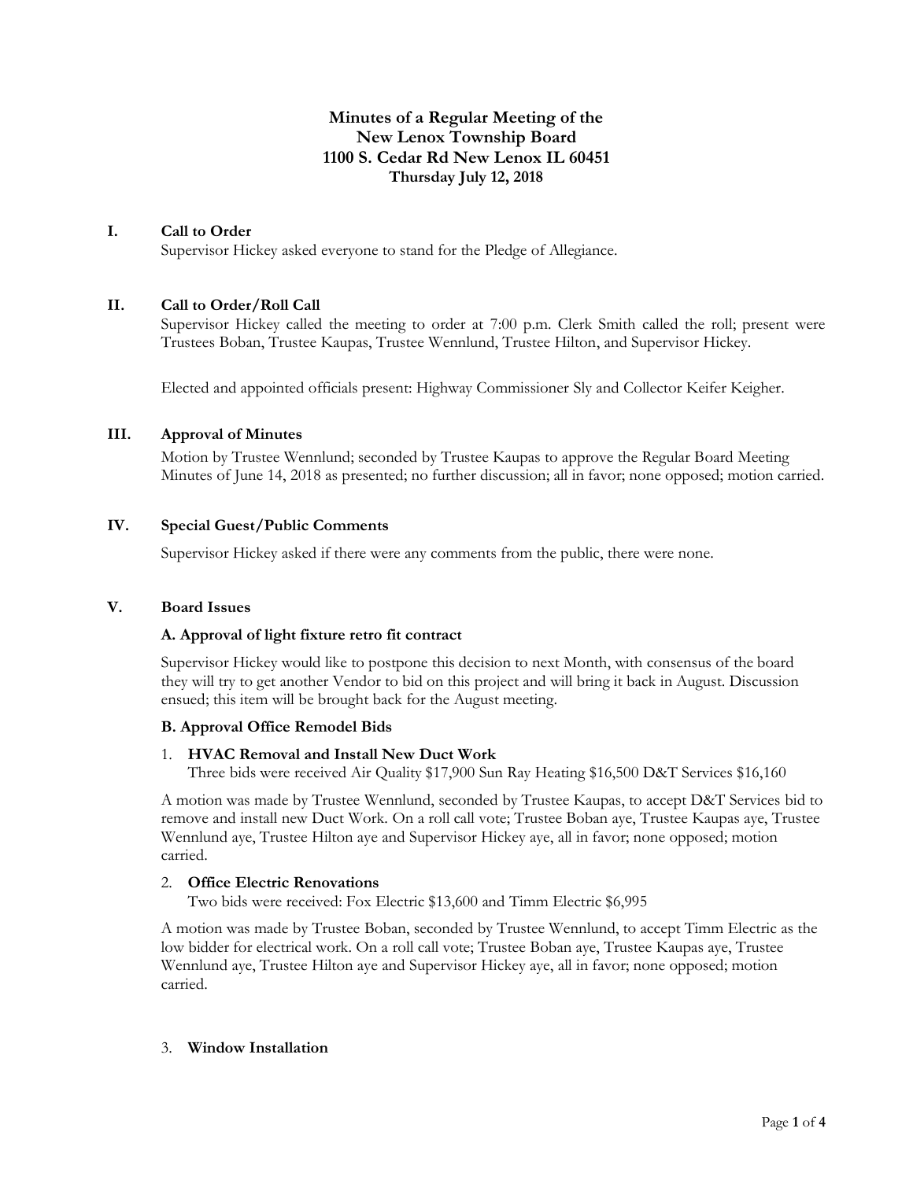# Minutes of a Regular Meeting of the New Lenox Township Board
## 1100 S. Cedar Rd New Lenox IL 60451
### Thursday July 12, 2018

## I. Call to Order

Supervisor Hickey asked everyone to stand for the Pledge of Allegiance.

## II. Call to Order/Roll Call

Supervisor Hickey called the meeting to order at 7:00 p.m. Clerk Smith called the roll; present were Trustees Boban, Trustee Kaupas, Trustee Wennlund, Trustee Hilton, and Supervisor Hickey.

Elected and appointed officials present: Highway Commissioner Sly and Collector Keifer Keigher.

## III. Approval of Minutes

Motion by Trustee Wennlund; seconded by Trustee Kaupas to approve the Regular Board Meeting Minutes of June 14, 2018 as presented; no further discussion; all in favor; none opposed; motion carried.

## IV. Special Guest/Public Comments

Supervisor Hickey asked if there were any comments from the public, there were none.

## V. Board Issues

### A. Approval of light fixture retro fit contract

Supervisor Hickey would like to postpone this decision to next Month, with consensus of the board they will try to get another Vendor to bid on this project and will bring it back in August. Discussion ensued; this item will be brought back for the August meeting.

### B. Approval Office Remodel Bids

1. **HVAC Removal and Install New Duct Work**
   Three bids were received Air Quality $17,900 Sun Ray Heating $16,500 D&T Services $16,160

A motion was made by Trustee Wennlund, seconded by Trustee Kaupas, to accept D&T Services bid to remove and install new Duct Work. On a roll call vote; Trustee Boban aye, Trustee Kaupas aye, Trustee Wennlund aye, Trustee Hilton aye and Supervisor Hickey aye, all in favor; none opposed; motion carried.

2. **Office Electric Renovations**
   Two bids were received: Fox Electric $13,600 and Timm Electric $6,995

A motion was made by Trustee Boban, seconded by Trustee Wennlund, to accept Timm Electric as the low bidder for electrical work. On a roll call vote; Trustee Boban aye, Trustee Kaupas aye, Trustee Wennlund aye, Trustee Hilton aye and Supervisor Hickey aye, all in favor; none opposed; motion carried.

3. **Window Installation**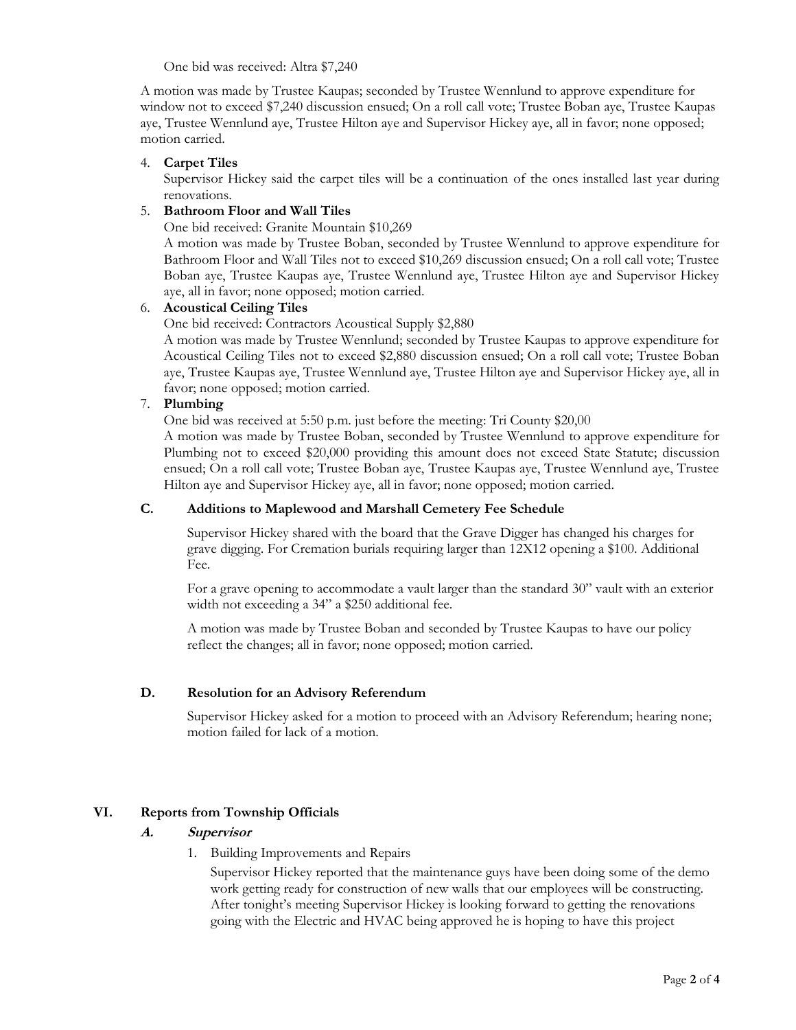One bid was received: Altra $7,240

A motion was made by Trustee Kaupas; seconded by Trustee Wennlund to approve expenditure for window not to exceed $7,240 discussion ensued; On a roll call vote; Trustee Boban aye, Trustee Kaupas aye, Trustee Wennlund aye, Trustee Hilton aye and Supervisor Hickey aye, all in favor; none opposed; motion carried.

4. **Carpet Tiles**

   Supervisor Hickey said the carpet tiles will be a continuation of the ones installed last year during renovations.

5. **Bathroom Floor and Wall Tiles**

   One bid received: Granite Mountain $10,269

   A motion was made by Trustee Boban, seconded by Trustee Wennlund to approve expenditure for Bathroom Floor and Wall Tiles not to exceed $10,269 discussion ensued; On a roll call vote; Trustee Boban aye, Trustee Kaupas aye, Trustee Wennlund aye, Trustee Hilton aye and Supervisor Hickey aye, all in favor; none opposed; motion carried.

6. **Acoustical Ceiling Tiles**

   One bid received: Contractors Acoustical Supply $2,880

   A motion was made by Trustee Wennlund; seconded by Trustee Kaupas to approve expenditure for Acoustical Ceiling Tiles not to exceed $2,880 discussion ensued; On a roll call vote; Trustee Boban aye, Trustee Kaupas aye, Trustee Wennlund aye, Trustee Hilton aye and Supervisor Hickey aye, all in favor; none opposed; motion carried.

7. **Plumbing**

   One bid was received at 5:50 p.m. just before the meeting: Tri County $20,00

   A motion was made by Trustee Boban, seconded by Trustee Wennlund to approve expenditure for Plumbing not to exceed $20,000 providing this amount does not exceed State Statute; discussion ensued; On a roll call vote; Trustee Boban aye, Trustee Kaupas aye, Trustee Wennlund aye, Trustee Hilton aye and Supervisor Hickey aye, all in favor; none opposed; motion carried.

### C. Additions to Maplewood and Marshall Cemetery Fee Schedule

Supervisor Hickey shared with the board that the Grave Digger has changed his charges for grave digging. For Cremation burials requiring larger than 12X12 opening a $100. Additional Fee.

For a grave opening to accommodate a vault larger than the standard 30" vault with an exterior width not exceeding a 34" a $250 additional fee.

A motion was made by Trustee Boban and seconded by Trustee Kaupas to have our policy reflect the changes; all in favor; none opposed; motion carried.

### D. Resolution for an Advisory Referendum

Supervisor Hickey asked for a motion to proceed with an Advisory Referendum; hearing none; motion failed for lack of a motion.

## VI. Reports from Township Officials

### *A. Supervisor*

1. Building Improvements and Repairs

   Supervisor Hickey reported that the maintenance guys have been doing some of the demo work getting ready for construction of new walls that our employees will be constructing. After tonight's meeting Supervisor Hickey is looking forward to getting the renovations going with the Electric and HVAC being approved he is hoping to have this project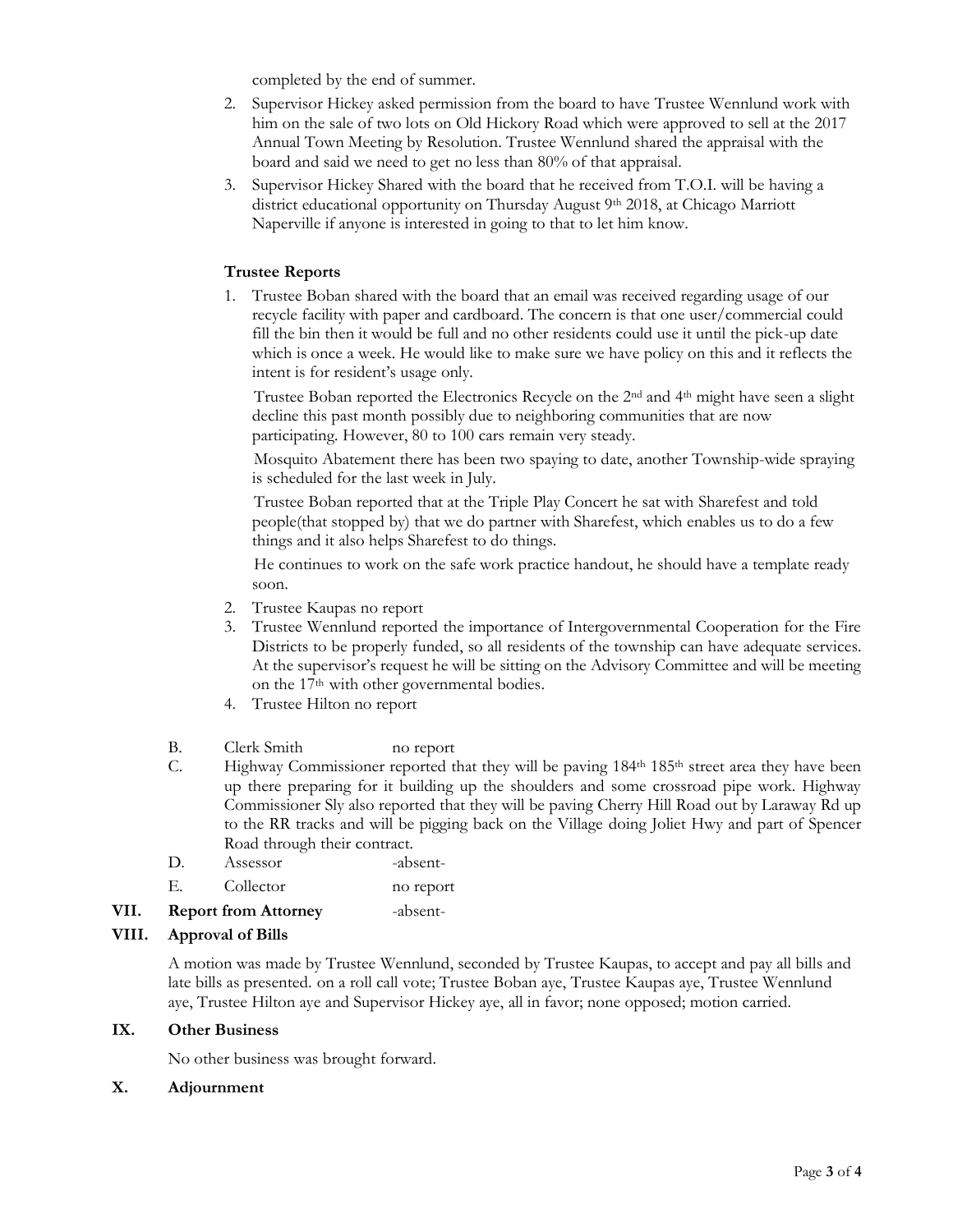completed by the end of summer.

2. Supervisor Hickey asked permission from the board to have Trustee Wennlund work with him on the sale of two lots on Old Hickory Road which were approved to sell at the 2017 Annual Town Meeting by Resolution. Trustee Wennlund shared the appraisal with the board and said we need to get no less than 80% of that appraisal.
3. Supervisor Hickey Shared with the board that he received from T.O.I. will be having a district educational opportunity on Thursday August 9th 2018, at Chicago Marriott Naperville if anyone is interested in going to that to let him know.

**Trustee Reports**

1. Trustee Boban shared with the board that an email was received regarding usage of our recycle facility with paper and cardboard. The concern is that one user/commercial could fill the bin then it would be full and no other residents could use it until the pick-up date which is once a week. He would like to make sure we have policy on this and it reflects the intent is for resident's usage only.

   Trustee Boban reported the Electronics Recycle on the 2nd and 4th might have seen a slight decline this past month possibly due to neighboring communities that are now participating. However, 80 to 100 cars remain very steady.

   Mosquito Abatement there has been two spaying to date, another Township-wide spraying is scheduled for the last week in July.

   Trustee Boban reported that at the Triple Play Concert he sat with Sharefest and told people(that stopped by) that we do partner with Sharefest, which enables us to do a few things and it also helps Sharefest to do things.

   He continues to work on the safe work practice handout, he should have a template ready soon.
2. Trustee Kaupas no report
3. Trustee Wennlund reported the importance of Intergovernmental Cooperation for the Fire Districts to be properly funded, so all residents of the township can have adequate services. At the supervisor's request he will be sitting on the Advisory Committee and will be meeting on the 17th with other governmental bodies.
4. Trustee Hilton no report

B. Clerk Smith no report

C. Highway Commissioner reported that they will be paving 184th 185th street area they have been up there preparing for it building up the shoulders and some crossroad pipe work. Highway Commissioner Sly also reported that they will be paving Cherry Hill Road out by Laraway Rd up to the RR tracks and will be pigging back on the Village doing Joliet Hwy and part of Spencer Road through their contract.

D. Assessor -absent-

E. Collector no report

**VII. Report from Attorney** -absent-

**VIII. Approval of Bills**

A motion was made by Trustee Wennlund, seconded by Trustee Kaupas, to accept and pay all bills and late bills as presented. on a roll call vote; Trustee Boban aye, Trustee Kaupas aye, Trustee Wennlund aye, Trustee Hilton aye and Supervisor Hickey aye, all in favor; none opposed; motion carried.

**IX. Other Business**

No other business was brought forward.

**X. Adjournment**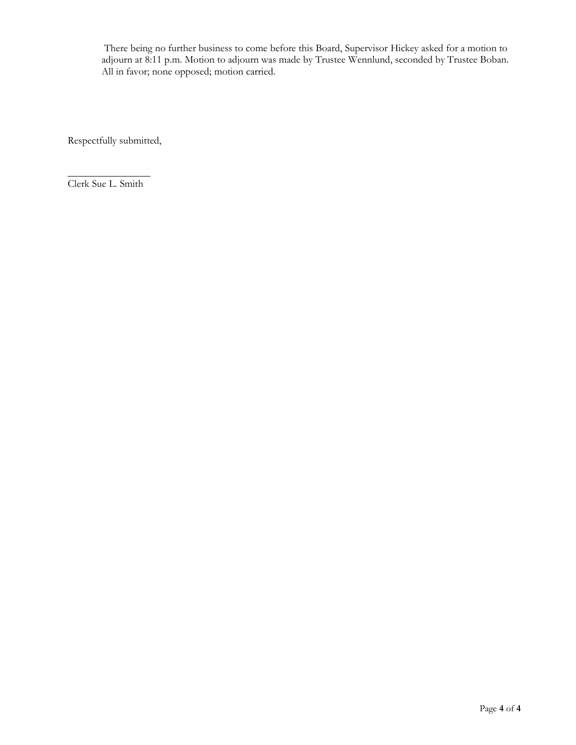There being no further business to come before this Board, Supervisor Hickey asked for a motion to adjourn at 8:11 p.m. Motion to adjourn was made by Trustee Wennlund, seconded by Trustee Boban. All in favor; none opposed; motion carried.

Respectfully submitted,

________________
Clerk Sue L. Smith